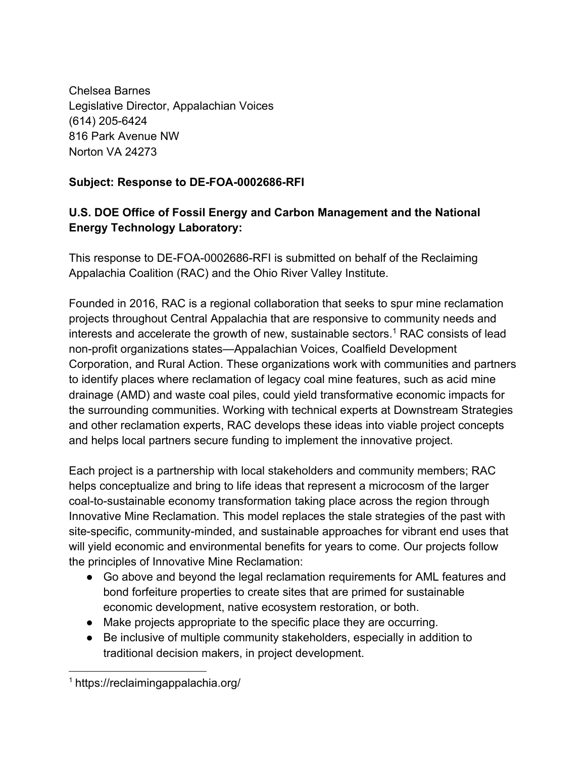Chelsea Barnes
Legislative Director, Appalachian Voices
(614) 205-6424
816 Park Avenue NW
Norton VA 24273

**Subject: Response to DE-FOA-0002686-RFI**

**U.S. DOE Office of Fossil Energy and Carbon Management and the National Energy Technology Laboratory:**

This response to DE-FOA-0002686-RFI is submitted on behalf of the Reclaiming Appalachia Coalition (RAC) and the Ohio River Valley Institute.

Founded in 2016, RAC is a regional collaboration that seeks to spur mine reclamation projects throughout Central Appalachia that are responsive to community needs and interests and accelerate the growth of new, sustainable sectors.[1] RAC consists of lead non-profit organizations states—Appalachian Voices, Coalfield Development Corporation, and Rural Action. These organizations work with communities and partners to identify places where reclamation of legacy coal mine features, such as acid mine drainage (AMD) and waste coal piles, could yield transformative economic impacts for the surrounding communities. Working with technical experts at Downstream Strategies and other reclamation experts, RAC develops these ideas into viable project concepts and helps local partners secure funding to implement the innovative project.

Each project is a partnership with local stakeholders and community members; RAC helps conceptualize and bring to life ideas that represent a microcosm of the larger coal-to-sustainable economy transformation taking place across the region through Innovative Mine Reclamation. This model replaces the stale strategies of the past with site-specific, community-minded, and sustainable approaches for vibrant end uses that will yield economic and environmental benefits for years to come. Our projects follow the principles of Innovative Mine Reclamation:

- Go above and beyond the legal reclamation requirements for AML features and bond forfeiture properties to create sites that are primed for sustainable economic development, native ecosystem restoration, or both.
- Make projects appropriate to the specific place they are occurring.
- Be inclusive of multiple community stakeholders, especially in addition to traditional decision makers, in project development.

[1] https://reclaimingappalachia.org/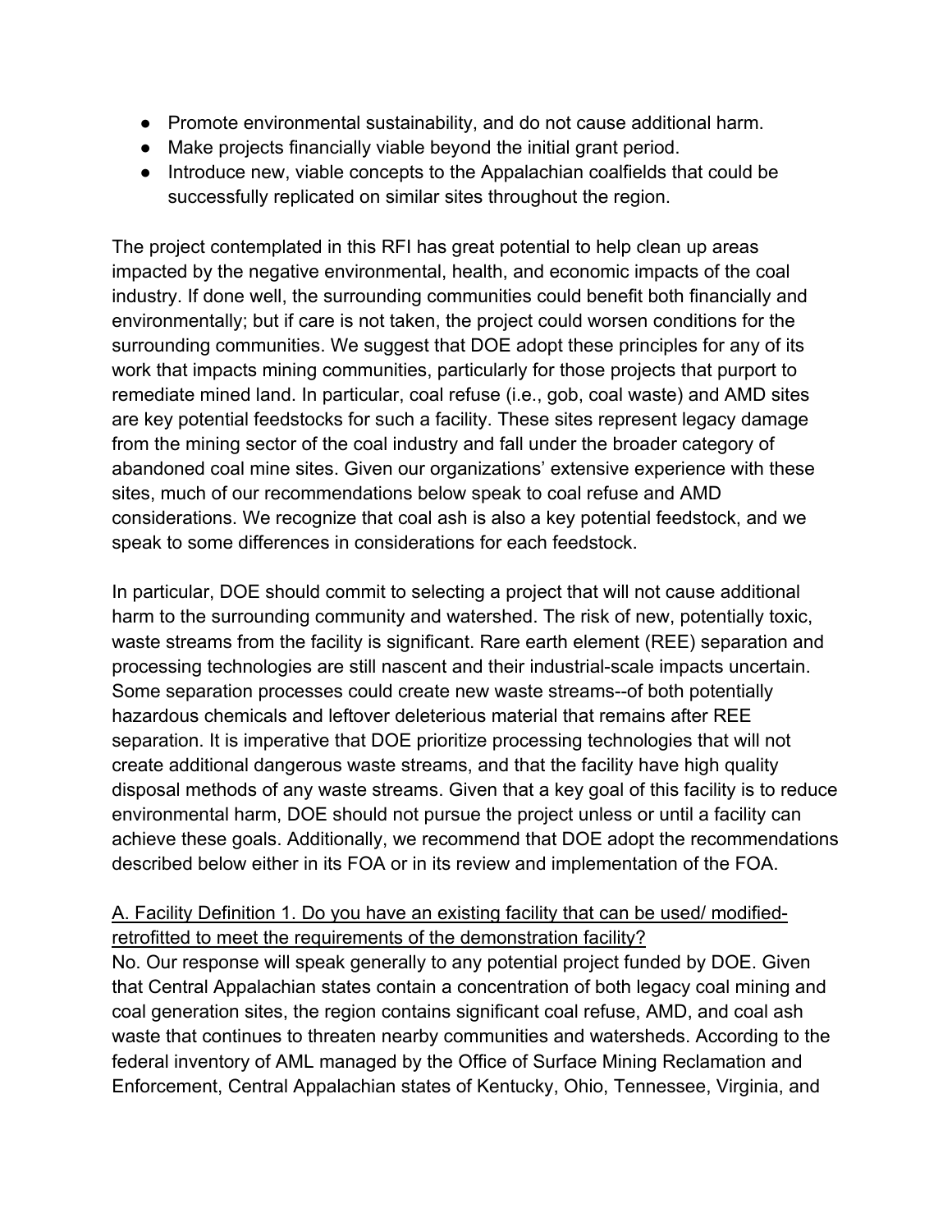- Promote environmental sustainability, and do not cause additional harm.
- Make projects financially viable beyond the initial grant period.
- Introduce new, viable concepts to the Appalachian coalfields that could be successfully replicated on similar sites throughout the region.

The project contemplated in this RFI has great potential to help clean up areas impacted by the negative environmental, health, and economic impacts of the coal industry. If done well, the surrounding communities could benefit both financially and environmentally; but if care is not taken, the project could worsen conditions for the surrounding communities. We suggest that DOE adopt these principles for any of its work that impacts mining communities, particularly for those projects that purport to remediate mined land. In particular, coal refuse (i.e., gob, coal waste) and AMD sites are key potential feedstocks for such a facility. These sites represent legacy damage from the mining sector of the coal industry and fall under the broader category of abandoned coal mine sites. Given our organizations' extensive experience with these sites, much of our recommendations below speak to coal refuse and AMD considerations. We recognize that coal ash is also a key potential feedstock, and we speak to some differences in considerations for each feedstock.

In particular, DOE should commit to selecting a project that will not cause additional harm to the surrounding community and watershed. The risk of new, potentially toxic, waste streams from the facility is significant. Rare earth element (REE) separation and processing technologies are still nascent and their industrial-scale impacts uncertain. Some separation processes could create new waste streams--of both potentially hazardous chemicals and leftover deleterious material that remains after REE separation. It is imperative that DOE prioritize processing technologies that will not create additional dangerous waste streams, and that the facility have high quality disposal methods of any waste streams. Given that a key goal of this facility is to reduce environmental harm, DOE should not pursue the project unless or until a facility can achieve these goals. Additionally, we recommend that DOE adopt the recommendations described below either in its FOA or in its review and implementation of the FOA.

<u>A. Facility Definition 1. Do you have an existing facility that can be used/ modified-retrofitted to meet the requirements of the demonstration facility?</u>

No. Our response will speak generally to any potential project funded by DOE. Given that Central Appalachian states contain a concentration of both legacy coal mining and coal generation sites, the region contains significant coal refuse, AMD, and coal ash waste that continues to threaten nearby communities and watersheds. According to the federal inventory of AML managed by the Office of Surface Mining Reclamation and Enforcement, Central Appalachian states of Kentucky, Ohio, Tennessee, Virginia, and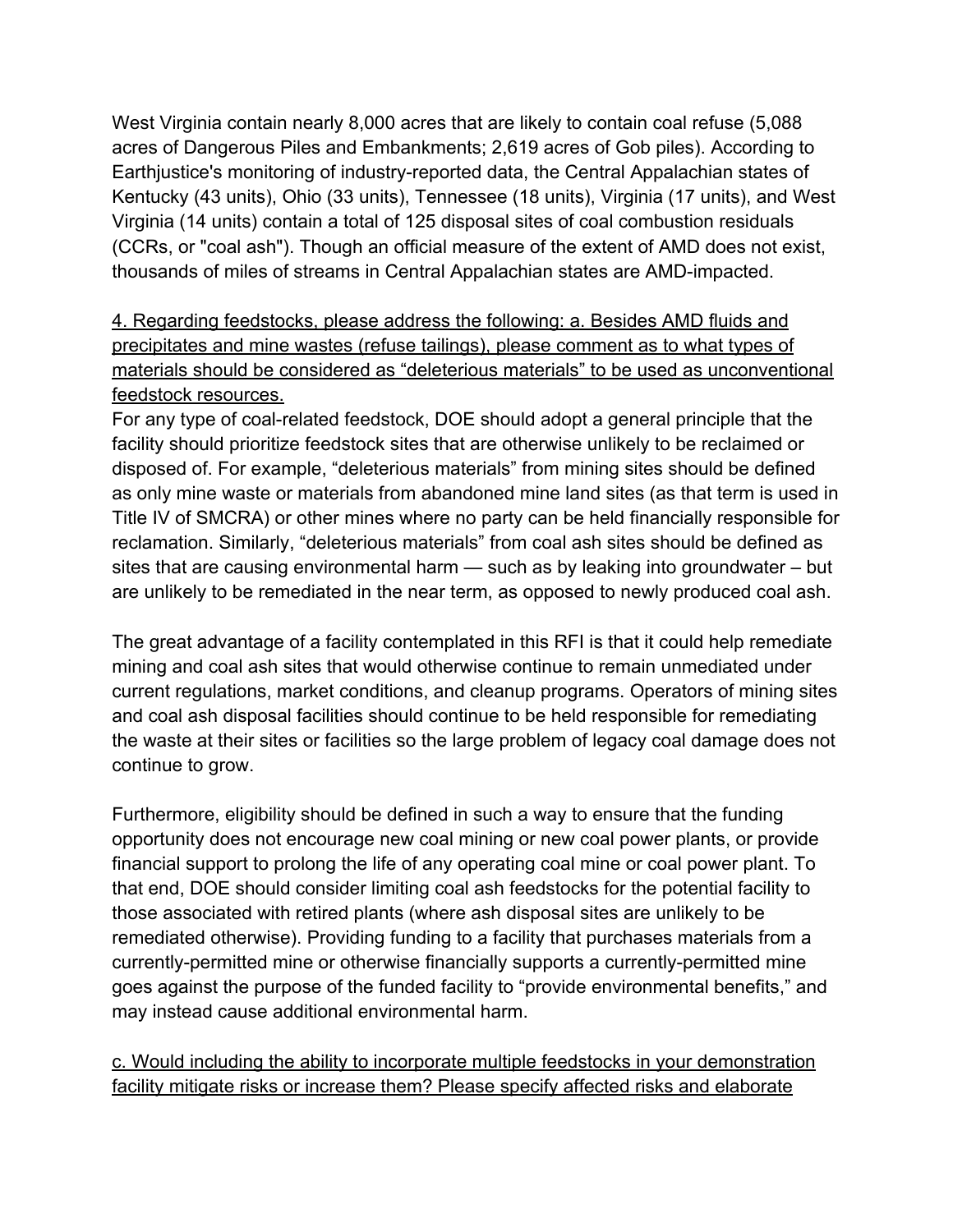West Virginia contain nearly 8,000 acres that are likely to contain coal refuse (5,088 acres of Dangerous Piles and Embankments; 2,619 acres of Gob piles). According to Earthjustice's monitoring of industry-reported data, the Central Appalachian states of Kentucky (43 units), Ohio (33 units), Tennessee (18 units), Virginia (17 units), and West Virginia (14 units) contain a total of 125 disposal sites of coal combustion residuals (CCRs, or "coal ash"). Though an official measure of the extent of AMD does not exist, thousands of miles of streams in Central Appalachian states are AMD-impacted.

<u>4. Regarding feedstocks, please address the following: a. Besides AMD fluids and precipitates and mine wastes (refuse tailings), please comment as to what types of materials should be considered as “deleterious materials” to be used as unconventional feedstock resources.</u>

For any type of coal-related feedstock, DOE should adopt a general principle that the facility should prioritize feedstock sites that are otherwise unlikely to be reclaimed or disposed of. For example, “deleterious materials” from mining sites should be defined as only mine waste or materials from abandoned mine land sites (as that term is used in Title IV of SMCRA) or other mines where no party can be held financially responsible for reclamation. Similarly, “deleterious materials” from coal ash sites should be defined as sites that are causing environmental harm — such as by leaking into groundwater – but are unlikely to be remediated in the near term, as opposed to newly produced coal ash.

The great advantage of a facility contemplated in this RFI is that it could help remediate mining and coal ash sites that would otherwise continue to remain unmediated under current regulations, market conditions, and cleanup programs. Operators of mining sites and coal ash disposal facilities should continue to be held responsible for remediating the waste at their sites or facilities so the large problem of legacy coal damage does not continue to grow.

Furthermore, eligibility should be defined in such a way to ensure that the funding opportunity does not encourage new coal mining or new coal power plants, or provide financial support to prolong the life of any operating coal mine or coal power plant. To that end, DOE should consider limiting coal ash feedstocks for the potential facility to those associated with retired plants (where ash disposal sites are unlikely to be remediated otherwise). Providing funding to a facility that purchases materials from a currently-permitted mine or otherwise financially supports a currently-permitted mine goes against the purpose of the funded facility to “provide environmental benefits,” and may instead cause additional environmental harm.

<u>c. Would including the ability to incorporate multiple feedstocks in your demonstration facility mitigate risks or increase them? Please specify affected risks and elaborate</u>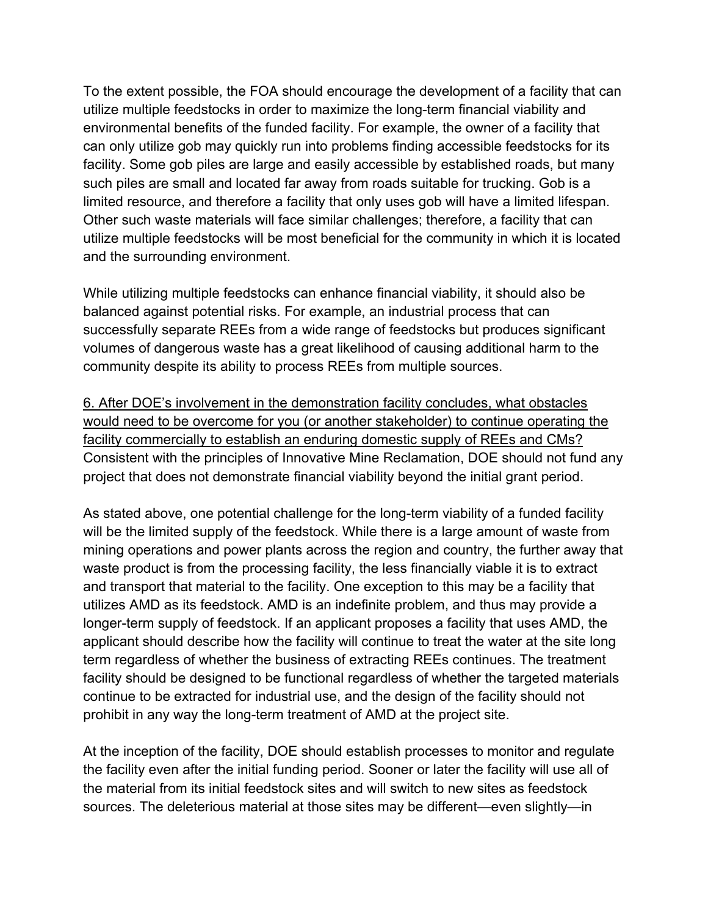To the extent possible, the FOA should encourage the development of a facility that can utilize multiple feedstocks in order to maximize the long-term financial viability and environmental benefits of the funded facility. For example, the owner of a facility that can only utilize gob may quickly run into problems finding accessible feedstocks for its facility. Some gob piles are large and easily accessible by established roads, but many such piles are small and located far away from roads suitable for trucking. Gob is a limited resource, and therefore a facility that only uses gob will have a limited lifespan. Other such waste materials will face similar challenges; therefore, a facility that can utilize multiple feedstocks will be most beneficial for the community in which it is located and the surrounding environment.

While utilizing multiple feedstocks can enhance financial viability, it should also be balanced against potential risks. For example, an industrial process that can successfully separate REEs from a wide range of feedstocks but produces significant volumes of dangerous waste has a great likelihood of causing additional harm to the community despite its ability to process REEs from multiple sources.

<u>6. After DOE's involvement in the demonstration facility concludes, what obstacles would need to be overcome for you (or another stakeholder) to continue operating the facility commercially to establish an enduring domestic supply of REEs and CMs?</u>
Consistent with the principles of Innovative Mine Reclamation, DOE should not fund any project that does not demonstrate financial viability beyond the initial grant period.

As stated above, one potential challenge for the long-term viability of a funded facility will be the limited supply of the feedstock. While there is a large amount of waste from mining operations and power plants across the region and country, the further away that waste product is from the processing facility, the less financially viable it is to extract and transport that material to the facility. One exception to this may be a facility that utilizes AMD as its feedstock. AMD is an indefinite problem, and thus may provide a longer-term supply of feedstock. If an applicant proposes a facility that uses AMD, the applicant should describe how the facility will continue to treat the water at the site long term regardless of whether the business of extracting REEs continues. The treatment facility should be designed to be functional regardless of whether the targeted materials continue to be extracted for industrial use, and the design of the facility should not prohibit in any way the long-term treatment of AMD at the project site.

At the inception of the facility, DOE should establish processes to monitor and regulate the facility even after the initial funding period. Sooner or later the facility will use all of the material from its initial feedstock sites and will switch to new sites as feedstock sources. The deleterious material at those sites may be different—even slightly—in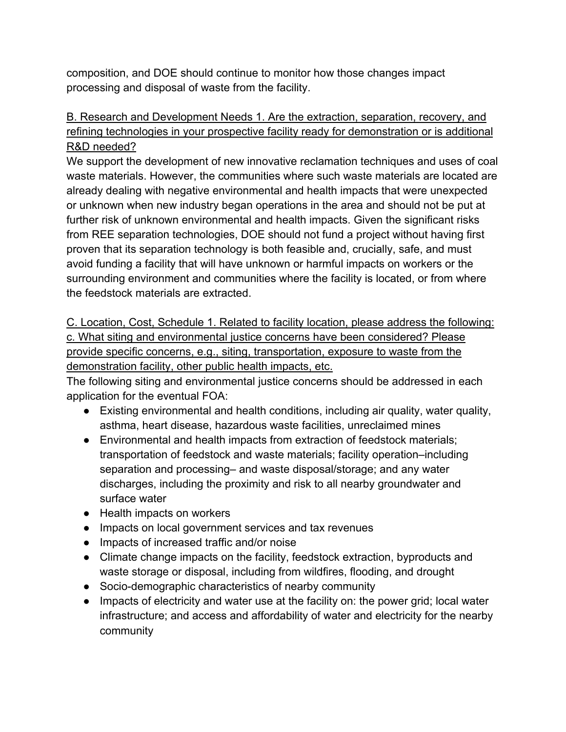composition, and DOE should continue to monitor how those changes impact processing and disposal of waste from the facility.

<u>B. Research and Development Needs 1. Are the extraction, separation, recovery, and refining technologies in your prospective facility ready for demonstration or is additional R&D needed?</u>

We support the development of new innovative reclamation techniques and uses of coal waste materials. However, the communities where such waste materials are located are already dealing with negative environmental and health impacts that were unexpected or unknown when new industry began operations in the area and should not be put at further risk of unknown environmental and health impacts. Given the significant risks from REE separation technologies, DOE should not fund a project without having first proven that its separation technology is both feasible and, crucially, safe, and must avoid funding a facility that will have unknown or harmful impacts on workers or the surrounding environment and communities where the facility is located, or from where the feedstock materials are extracted.

<u>C. Location, Cost, Schedule 1. Related to facility location, please address the following: c. What siting and environmental justice concerns have been considered? Please provide specific concerns, e.g., siting, transportation, exposure to waste from the demonstration facility, other public health impacts, etc.</u>

The following siting and environmental justice concerns should be addressed in each application for the eventual FOA:

- Existing environmental and health conditions, including air quality, water quality, asthma, heart disease, hazardous waste facilities, unreclaimed mines
- Environmental and health impacts from extraction of feedstock materials; transportation of feedstock and waste materials; facility operation–including separation and processing– and waste disposal/storage; and any water discharges, including the proximity and risk to all nearby groundwater and surface water
- Health impacts on workers
- Impacts on local government services and tax revenues
- Impacts of increased traffic and/or noise
- Climate change impacts on the facility, feedstock extraction, byproducts and waste storage or disposal, including from wildfires, flooding, and drought
- Socio-demographic characteristics of nearby community
- Impacts of electricity and water use at the facility on: the power grid; local water infrastructure; and access and affordability of water and electricity for the nearby community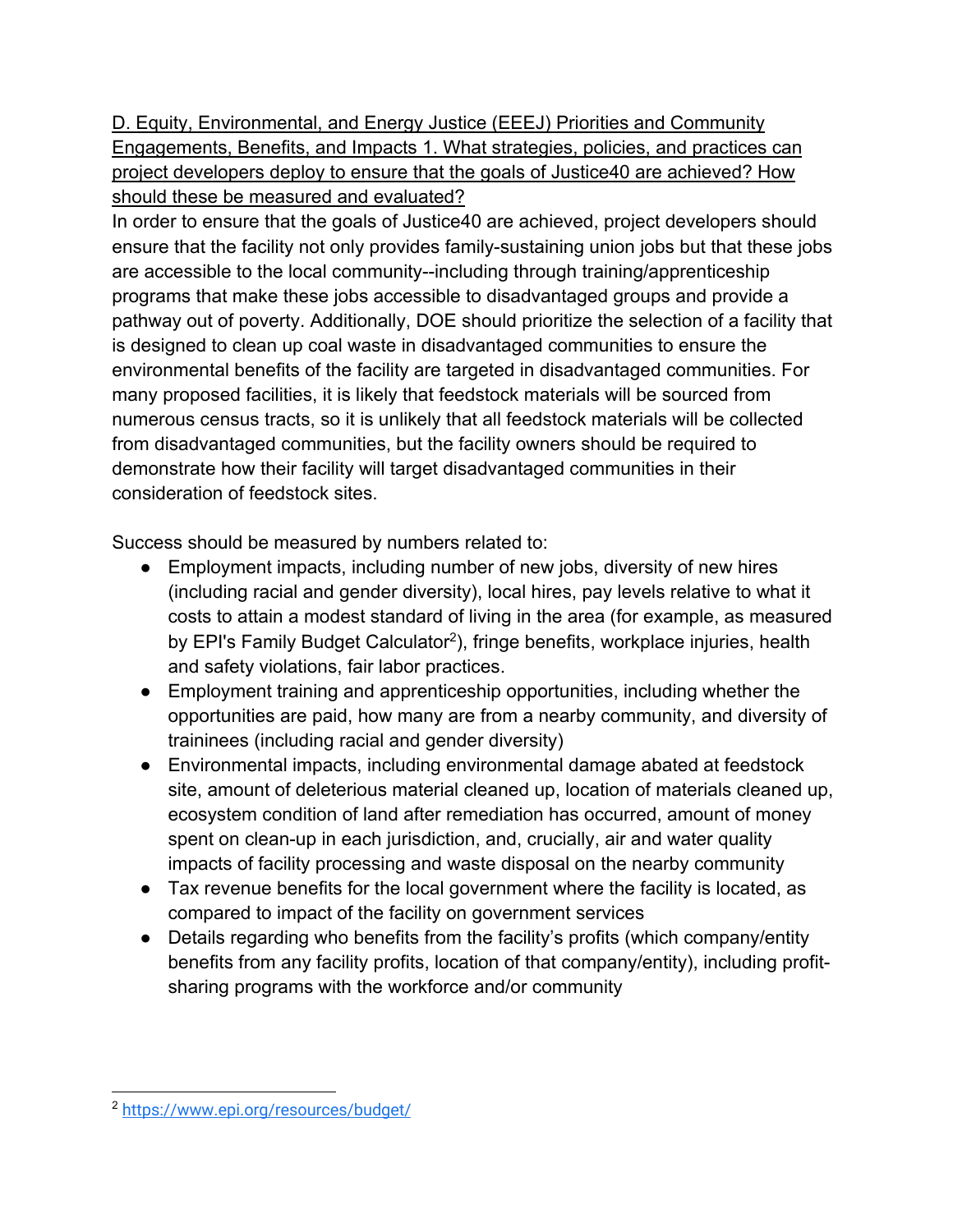D. Equity, Environmental, and Energy Justice (EEEJ) Priorities and Community Engagements, Benefits, and Impacts 1. What strategies, policies, and practices can project developers deploy to ensure that the goals of Justice40 are achieved? How should these be measured and evaluated?

In order to ensure that the goals of Justice40 are achieved, project developers should ensure that the facility not only provides family-sustaining union jobs but that these jobs are accessible to the local community--including through training/apprenticeship programs that make these jobs accessible to disadvantaged groups and provide a pathway out of poverty. Additionally, DOE should prioritize the selection of a facility that is designed to clean up coal waste in disadvantaged communities to ensure the environmental benefits of the facility are targeted in disadvantaged communities. For many proposed facilities, it is likely that feedstock materials will be sourced from numerous census tracts, so it is unlikely that all feedstock materials will be collected from disadvantaged communities, but the facility owners should be required to demonstrate how their facility will target disadvantaged communities in their consideration of feedstock sites.

Success should be measured by numbers related to:

- Employment impacts, including number of new jobs, diversity of new hires (including racial and gender diversity), local hires, pay levels relative to what it costs to attain a modest standard of living in the area (for example, as measured by EPI's Family Budget Calculator[2]), fringe benefits, workplace injuries, health and safety violations, fair labor practices.
- Employment training and apprenticeship opportunities, including whether the opportunities are paid, how many are from a nearby community, and diversity of traininees (including racial and gender diversity)
- Environmental impacts, including environmental damage abated at feedstock site, amount of deleterious material cleaned up, location of materials cleaned up, ecosystem condition of land after remediation has occurred, amount of money spent on clean-up in each jurisdiction, and, crucially, air and water quality impacts of facility processing and waste disposal on the nearby community
- Tax revenue benefits for the local government where the facility is located, as compared to impact of the facility on government services
- Details regarding who benefits from the facility's profits (which company/entity benefits from any facility profits, location of that company/entity), including profit-sharing programs with the workforce and/or community

---

[2] https://www.epi.org/resources/budget/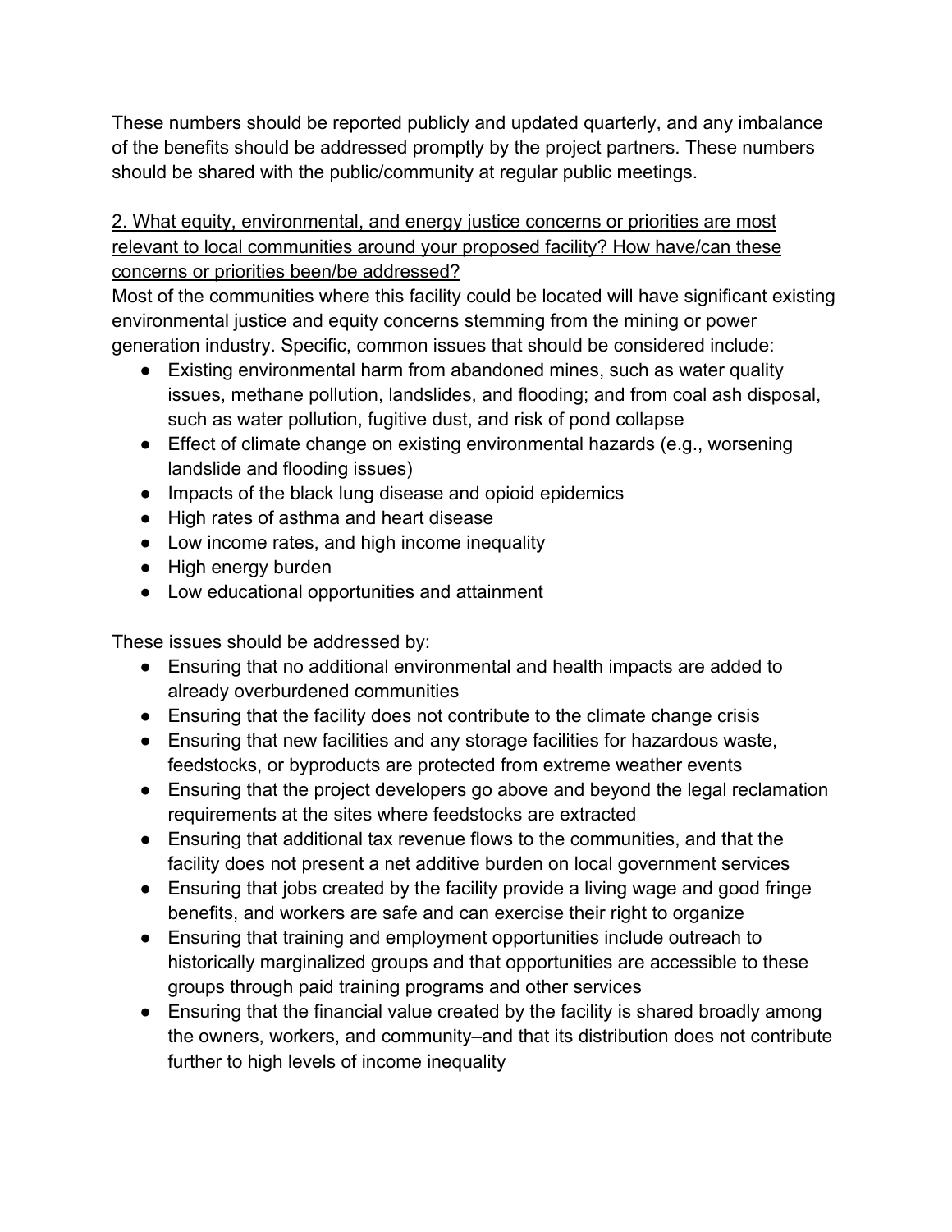These numbers should be reported publicly and updated quarterly, and any imbalance of the benefits should be addressed promptly by the project partners. These numbers should be shared with the public/community at regular public meetings.

<u>2. What equity, environmental, and energy justice concerns or priorities are most relevant to local communities around your proposed facility? How have/can these concerns or priorities been/be addressed?</u>

Most of the communities where this facility could be located will have significant existing environmental justice and equity concerns stemming from the mining or power generation industry. Specific, common issues that should be considered include:

- Existing environmental harm from abandoned mines, such as water quality issues, methane pollution, landslides, and flooding; and from coal ash disposal, such as water pollution, fugitive dust, and risk of pond collapse
- Effect of climate change on existing environmental hazards (e.g., worsening landslide and flooding issues)
- Impacts of the black lung disease and opioid epidemics
- High rates of asthma and heart disease
- Low income rates, and high income inequality
- High energy burden
- Low educational opportunities and attainment

These issues should be addressed by:

- Ensuring that no additional environmental and health impacts are added to already overburdened communities
- Ensuring that the facility does not contribute to the climate change crisis
- Ensuring that new facilities and any storage facilities for hazardous waste, feedstocks, or byproducts are protected from extreme weather events
- Ensuring that the project developers go above and beyond the legal reclamation requirements at the sites where feedstocks are extracted
- Ensuring that additional tax revenue flows to the communities, and that the facility does not present a net additive burden on local government services
- Ensuring that jobs created by the facility provide a living wage and good fringe benefits, and workers are safe and can exercise their right to organize
- Ensuring that training and employment opportunities include outreach to historically marginalized groups and that opportunities are accessible to these groups through paid training programs and other services
- Ensuring that the financial value created by the facility is shared broadly among the owners, workers, and community–and that its distribution does not contribute further to high levels of income inequality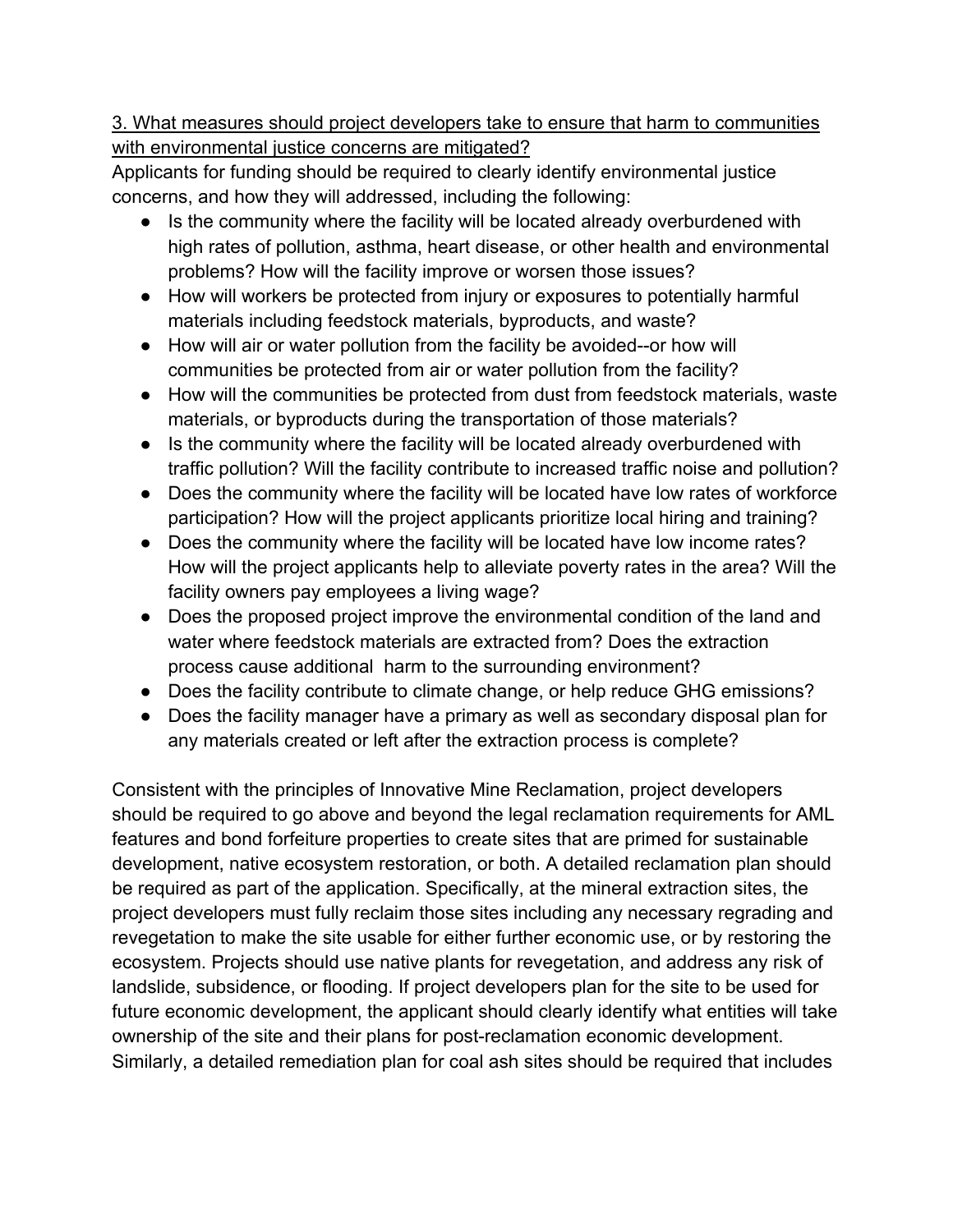<u>3. What measures should project developers take to ensure that harm to communities with environmental justice concerns are mitigated?</u>

Applicants for funding should be required to clearly identify environmental justice concerns, and how they will addressed, including the following:

- Is the community where the facility will be located already overburdened with high rates of pollution, asthma, heart disease, or other health and environmental problems? How will the facility improve or worsen those issues?
- How will workers be protected from injury or exposures to potentially harmful materials including feedstock materials, byproducts, and waste?
- How will air or water pollution from the facility be avoided--or how will communities be protected from air or water pollution from the facility?
- How will the communities be protected from dust from feedstock materials, waste materials, or byproducts during the transportation of those materials?
- Is the community where the facility will be located already overburdened with traffic pollution? Will the facility contribute to increased traffic noise and pollution?
- Does the community where the facility will be located have low rates of workforce participation? How will the project applicants prioritize local hiring and training?
- Does the community where the facility will be located have low income rates? How will the project applicants help to alleviate poverty rates in the area? Will the facility owners pay employees a living wage?
- Does the proposed project improve the environmental condition of the land and water where feedstock materials are extracted from? Does the extraction process cause additional harm to the surrounding environment?
- Does the facility contribute to climate change, or help reduce GHG emissions?
- Does the facility manager have a primary as well as secondary disposal plan for any materials created or left after the extraction process is complete?

Consistent with the principles of Innovative Mine Reclamation, project developers should be required to go above and beyond the legal reclamation requirements for AML features and bond forfeiture properties to create sites that are primed for sustainable development, native ecosystem restoration, or both. A detailed reclamation plan should be required as part of the application. Specifically, at the mineral extraction sites, the project developers must fully reclaim those sites including any necessary regrading and revegetation to make the site usable for either further economic use, or by restoring the ecosystem. Projects should use native plants for revegetation, and address any risk of landslide, subsidence, or flooding. If project developers plan for the site to be used for future economic development, the applicant should clearly identify what entities will take ownership of the site and their plans for post-reclamation economic development. Similarly, a detailed remediation plan for coal ash sites should be required that includes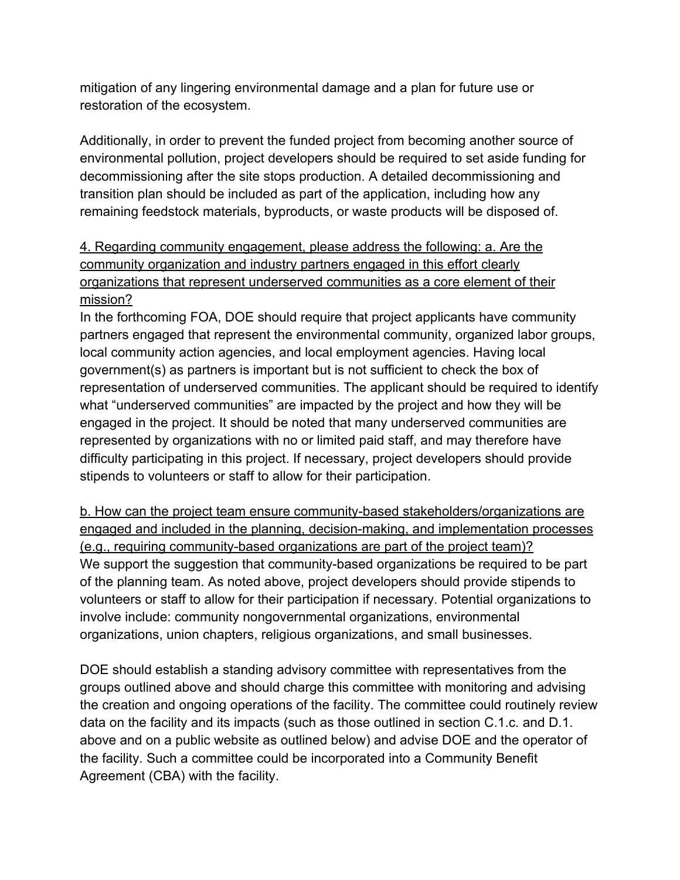mitigation of any lingering environmental damage and a plan for future use or restoration of the ecosystem.

Additionally, in order to prevent the funded project from becoming another source of environmental pollution, project developers should be required to set aside funding for decommissioning after the site stops production. A detailed decommissioning and transition plan should be included as part of the application, including how any remaining feedstock materials, byproducts, or waste products will be disposed of.

<u>4. Regarding community engagement, please address the following: a. Are the community organization and industry partners engaged in this effort clearly organizations that represent underserved communities as a core element of their mission?</u>

In the forthcoming FOA, DOE should require that project applicants have community partners engaged that represent the environmental community, organized labor groups, local community action agencies, and local employment agencies. Having local government(s) as partners is important but is not sufficient to check the box of representation of underserved communities. The applicant should be required to identify what "underserved communities" are impacted by the project and how they will be engaged in the project. It should be noted that many underserved communities are represented by organizations with no or limited paid staff, and may therefore have difficulty participating in this project. If necessary, project developers should provide stipends to volunteers or staff to allow for their participation.

<u>b. How can the project team ensure community-based stakeholders/organizations are engaged and included in the planning, decision-making, and implementation processes (e.g., requiring community-based organizations are part of the project team)?</u>

We support the suggestion that community-based organizations be required to be part of the planning team. As noted above, project developers should provide stipends to volunteers or staff to allow for their participation if necessary. Potential organizations to involve include: community nongovernmental organizations, environmental organizations, union chapters, religious organizations, and small businesses.

DOE should establish a standing advisory committee with representatives from the groups outlined above and should charge this committee with monitoring and advising the creation and ongoing operations of the facility. The committee could routinely review data on the facility and its impacts (such as those outlined in section C.1.c. and D.1. above and on a public website as outlined below) and advise DOE and the operator of the facility. Such a committee could be incorporated into a Community Benefit Agreement (CBA) with the facility.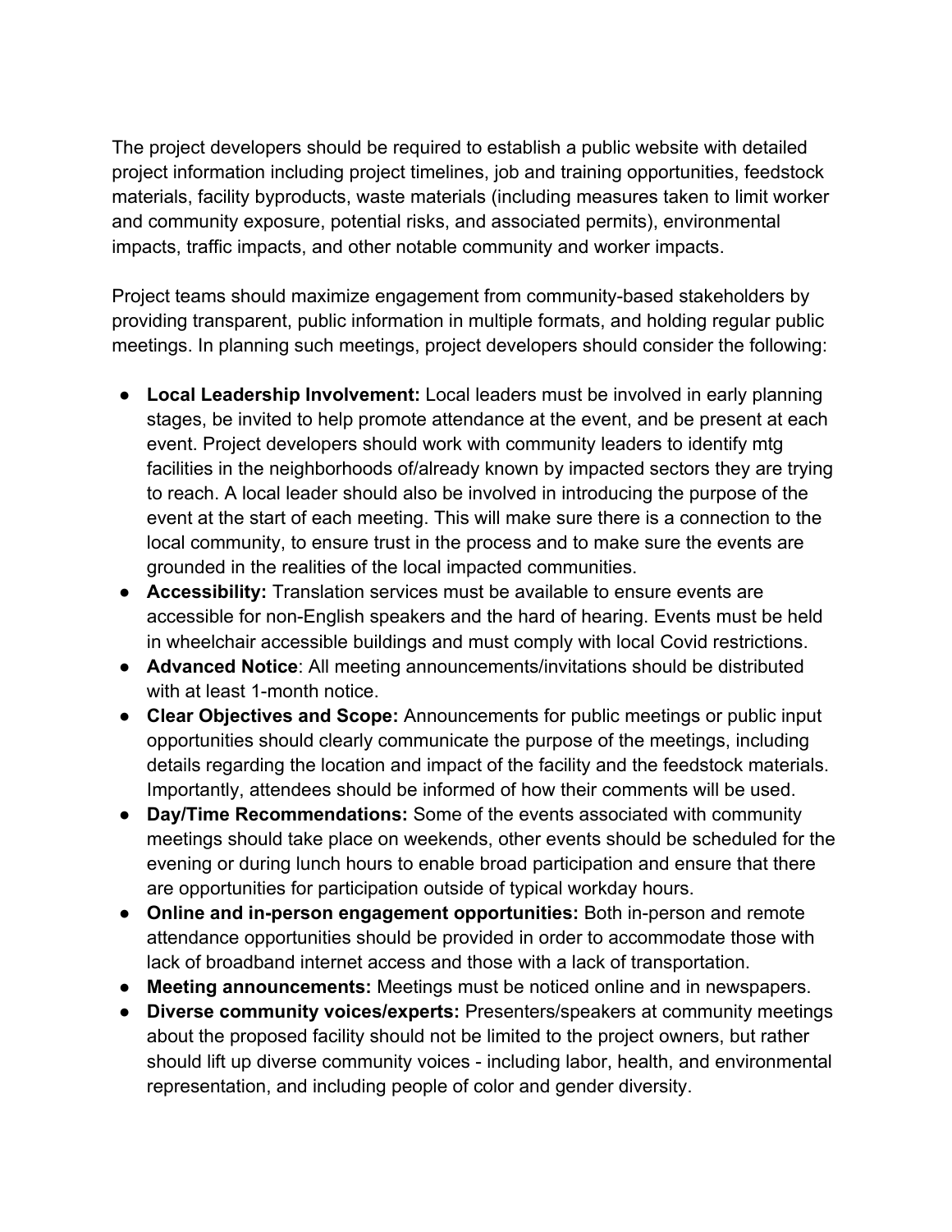The project developers should be required to establish a public website with detailed project information including project timelines, job and training opportunities, feedstock materials, facility byproducts, waste materials (including measures taken to limit worker and community exposure, potential risks, and associated permits), environmental impacts, traffic impacts, and other notable community and worker impacts.

Project teams should maximize engagement from community-based stakeholders by providing transparent, public information in multiple formats, and holding regular public meetings. In planning such meetings, project developers should consider the following:

- **Local Leadership Involvement:** Local leaders must be involved in early planning stages, be invited to help promote attendance at the event, and be present at each event. Project developers should work with community leaders to identify mtg facilities in the neighborhoods of/already known by impacted sectors they are trying to reach. A local leader should also be involved in introducing the purpose of the event at the start of each meeting. This will make sure there is a connection to the local community, to ensure trust in the process and to make sure the events are grounded in the realities of the local impacted communities.
- **Accessibility:** Translation services must be available to ensure events are accessible for non-English speakers and the hard of hearing. Events must be held in wheelchair accessible buildings and must comply with local Covid restrictions.
- **Advanced Notice**: All meeting announcements/invitations should be distributed with at least 1-month notice.
- **Clear Objectives and Scope:** Announcements for public meetings or public input opportunities should clearly communicate the purpose of the meetings, including details regarding the location and impact of the facility and the feedstock materials. Importantly, attendees should be informed of how their comments will be used.
- **Day/Time Recommendations:** Some of the events associated with community meetings should take place on weekends, other events should be scheduled for the evening or during lunch hours to enable broad participation and ensure that there are opportunities for participation outside of typical workday hours.
- **Online and in-person engagement opportunities:** Both in-person and remote attendance opportunities should be provided in order to accommodate those with lack of broadband internet access and those with a lack of transportation.
- **Meeting announcements:** Meetings must be noticed online and in newspapers.
- **Diverse community voices/experts:** Presenters/speakers at community meetings about the proposed facility should not be limited to the project owners, but rather should lift up diverse community voices - including labor, health, and environmental representation, and including people of color and gender diversity.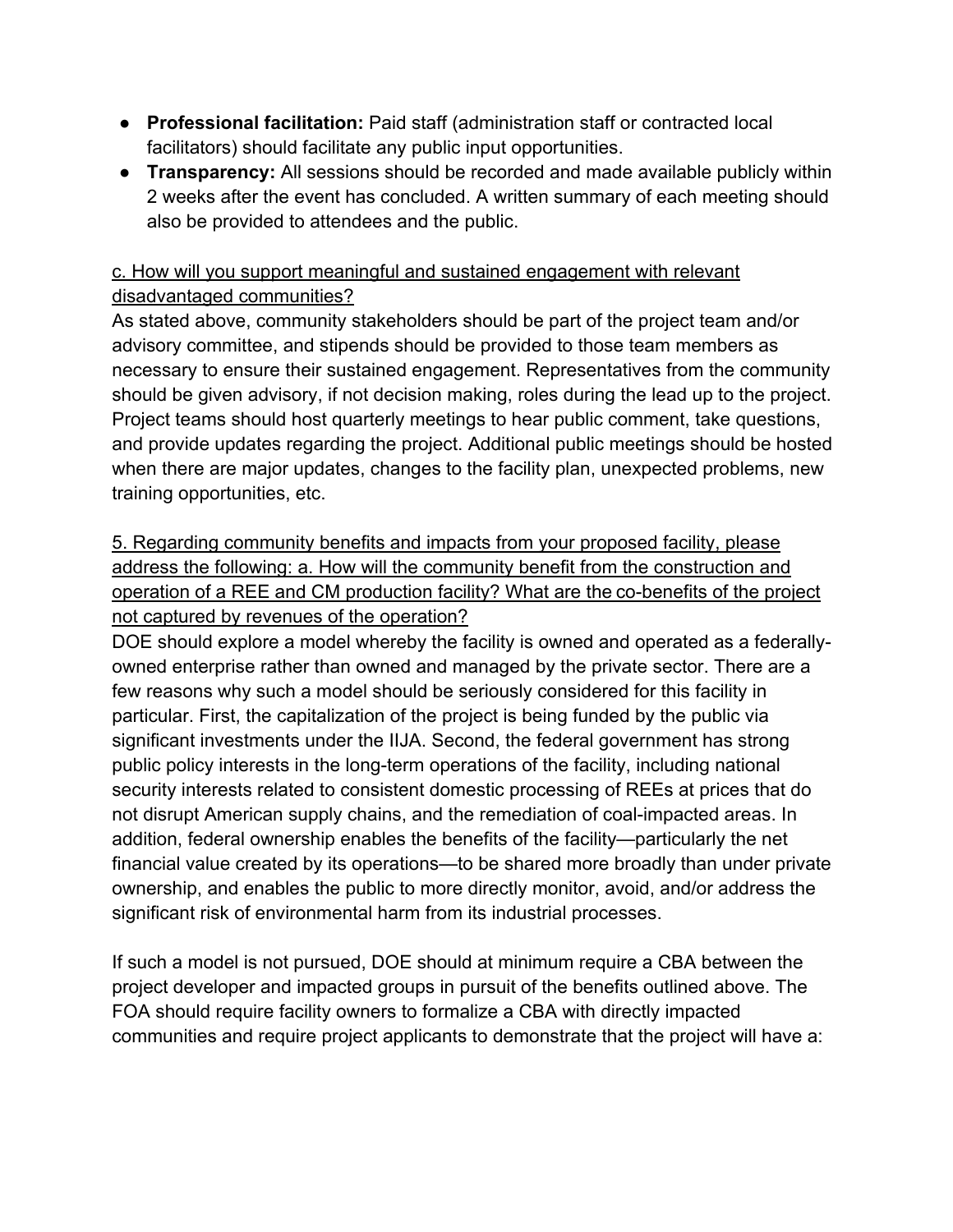- **Professional facilitation:** Paid staff (administration staff or contracted local facilitators) should facilitate any public input opportunities.
- **Transparency:** All sessions should be recorded and made available publicly within 2 weeks after the event has concluded. A written summary of each meeting should also be provided to attendees and the public.

<u>c. How will you support meaningful and sustained engagement with relevant disadvantaged communities?</u>

As stated above, community stakeholders should be part of the project team and/or advisory committee, and stipends should be provided to those team members as necessary to ensure their sustained engagement. Representatives from the community should be given advisory, if not decision making, roles during the lead up to the project. Project teams should host quarterly meetings to hear public comment, take questions, and provide updates regarding the project. Additional public meetings should be hosted when there are major updates, changes to the facility plan, unexpected problems, new training opportunities, etc.

<u>5. Regarding community benefits and impacts from your proposed facility, please address the following: a. How will the community benefit from the construction and operation of a REE and CM production facility? What are the co-benefits of the project not captured by revenues of the operation?</u>

DOE should explore a model whereby the facility is owned and operated as a federally-owned enterprise rather than owned and managed by the private sector. There are a few reasons why such a model should be seriously considered for this facility in particular. First, the capitalization of the project is being funded by the public via significant investments under the IIJA. Second, the federal government has strong public policy interests in the long-term operations of the facility, including national security interests related to consistent domestic processing of REEs at prices that do not disrupt American supply chains, and the remediation of coal-impacted areas. In addition, federal ownership enables the benefits of the facility—particularly the net financial value created by its operations—to be shared more broadly than under private ownership, and enables the public to more directly monitor, avoid, and/or address the significant risk of environmental harm from its industrial processes.

If such a model is not pursued, DOE should at minimum require a CBA between the project developer and impacted groups in pursuit of the benefits outlined above. The FOA should require facility owners to formalize a CBA with directly impacted communities and require project applicants to demonstrate that the project will have a: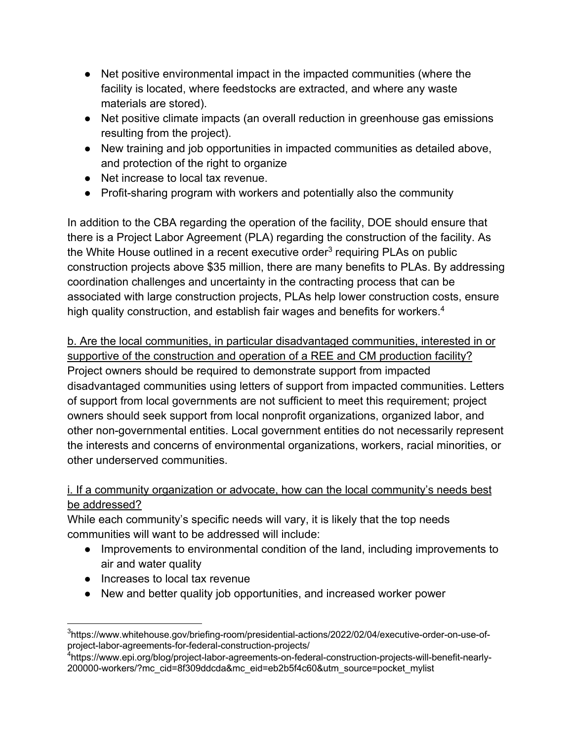- Net positive environmental impact in the impacted communities (where the facility is located, where feedstocks are extracted, and where any waste materials are stored).
- Net positive climate impacts (an overall reduction in greenhouse gas emissions resulting from the project).
- New training and job opportunities in impacted communities as detailed above, and protection of the right to organize
- Net increase to local tax revenue.
- Profit-sharing program with workers and potentially also the community

In addition to the CBA regarding the operation of the facility, DOE should ensure that there is a Project Labor Agreement (PLA) regarding the construction of the facility. As the White House outlined in a recent executive order[3] requiring PLAs on public construction projects above $35 million, there are many benefits to PLAs. By addressing coordination challenges and uncertainty in the contracting process that can be associated with large construction projects, PLAs help lower construction costs, ensure high quality construction, and establish fair wages and benefits for workers.[4]

<u>b. Are the local communities, in particular disadvantaged communities, interested in or supportive of the construction and operation of a REE and CM production facility?</u>
Project owners should be required to demonstrate support from impacted disadvantaged communities using letters of support from impacted communities. Letters of support from local governments are not sufficient to meet this requirement; project owners should seek support from local nonprofit organizations, organized labor, and other non-governmental entities. Local government entities do not necessarily represent the interests and concerns of environmental organizations, workers, racial minorities, or other underserved communities.

<u>i. If a community organization or advocate, how can the local community's needs best be addressed?</u>
While each community's specific needs will vary, it is likely that the top needs communities will want to be addressed will include:

- Improvements to environmental condition of the land, including improvements to air and water quality
- Increases to local tax revenue
- New and better quality job opportunities, and increased worker power

---

[3] https://www.whitehouse.gov/briefing-room/presidential-actions/2022/02/04/executive-order-on-use-of-project-labor-agreements-for-federal-construction-projects/

[4] https://www.epi.org/blog/project-labor-agreements-on-federal-construction-projects-will-benefit-nearly-200000-workers/?mc_cid=8f309ddcda&mc_eid=eb2b5f4c60&utm_source=pocket_mylist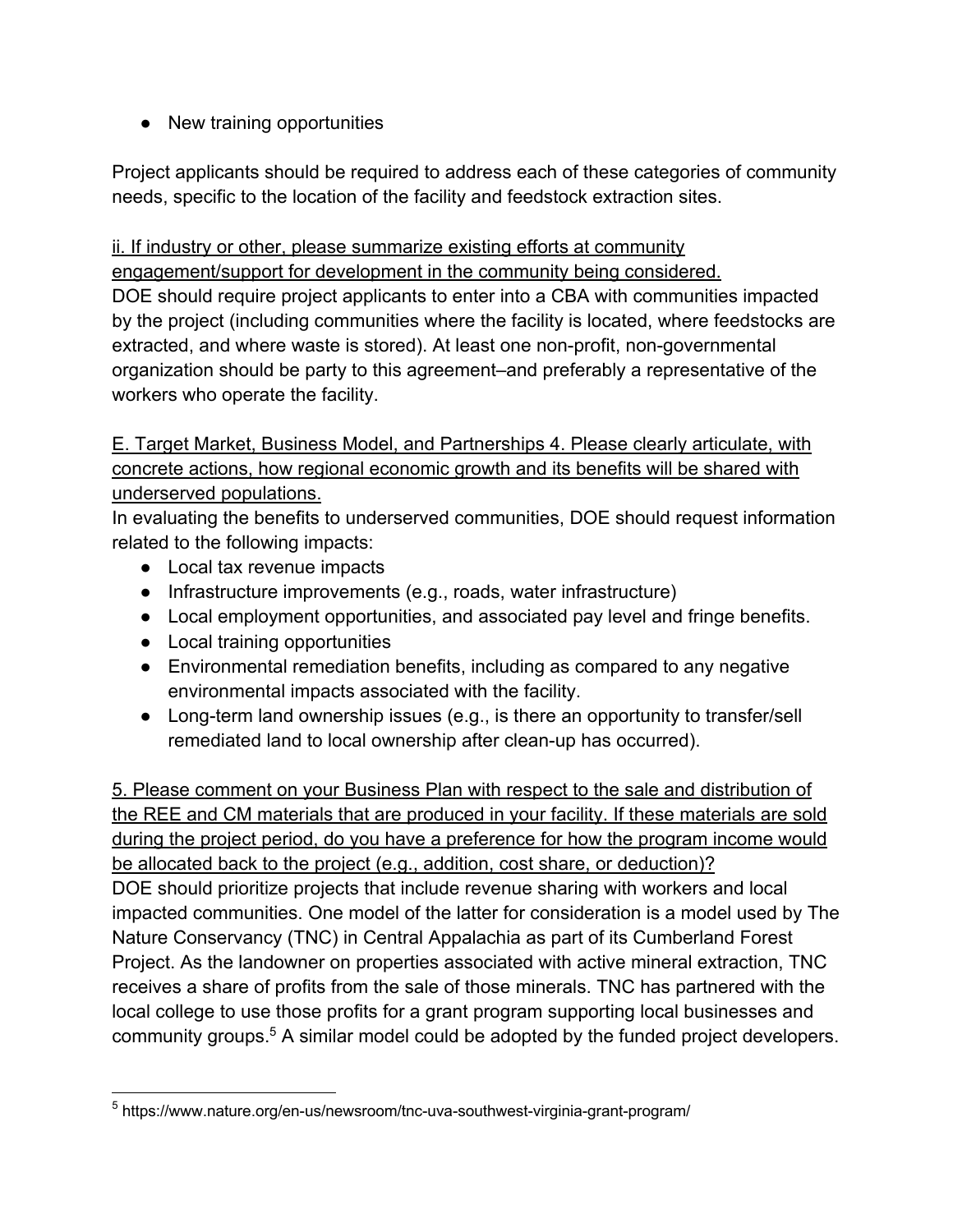- New training opportunities

Project applicants should be required to address each of these categories of community needs, specific to the location of the facility and feedstock extraction sites.

<u>ii. If industry or other, please summarize existing efforts at community engagement/support for development in the community being considered.</u>

DOE should require project applicants to enter into a CBA with communities impacted by the project (including communities where the facility is located, where feedstocks are extracted, and where waste is stored). At least one non-profit, non-governmental organization should be party to this agreement–and preferably a representative of the workers who operate the facility.

<u>E. Target Market, Business Model, and Partnerships 4. Please clearly articulate, with concrete actions, how regional economic growth and its benefits will be shared with underserved populations.</u>

In evaluating the benefits to underserved communities, DOE should request information related to the following impacts:

- Local tax revenue impacts
- Infrastructure improvements (e.g., roads, water infrastructure)
- Local employment opportunities, and associated pay level and fringe benefits.
- Local training opportunities
- Environmental remediation benefits, including as compared to any negative environmental impacts associated with the facility.
- Long-term land ownership issues (e.g., is there an opportunity to transfer/sell remediated land to local ownership after clean-up has occurred).

<u>5. Please comment on your Business Plan with respect to the sale and distribution of the REE and CM materials that are produced in your facility. If these materials are sold during the project period, do you have a preference for how the program income would be allocated back to the project (e.g., addition, cost share, or deduction)?</u>

DOE should prioritize projects that include revenue sharing with workers and local impacted communities. One model of the latter for consideration is a model used by The Nature Conservancy (TNC) in Central Appalachia as part of its Cumberland Forest Project. As the landowner on properties associated with active mineral extraction, TNC receives a share of profits from the sale of those minerals. TNC has partnered with the local college to use those profits for a grant program supporting local businesses and community groups.[5] A similar model could be adopted by the funded project developers.

---

[5] https://www.nature.org/en-us/newsroom/tnc-uva-southwest-virginia-grant-program/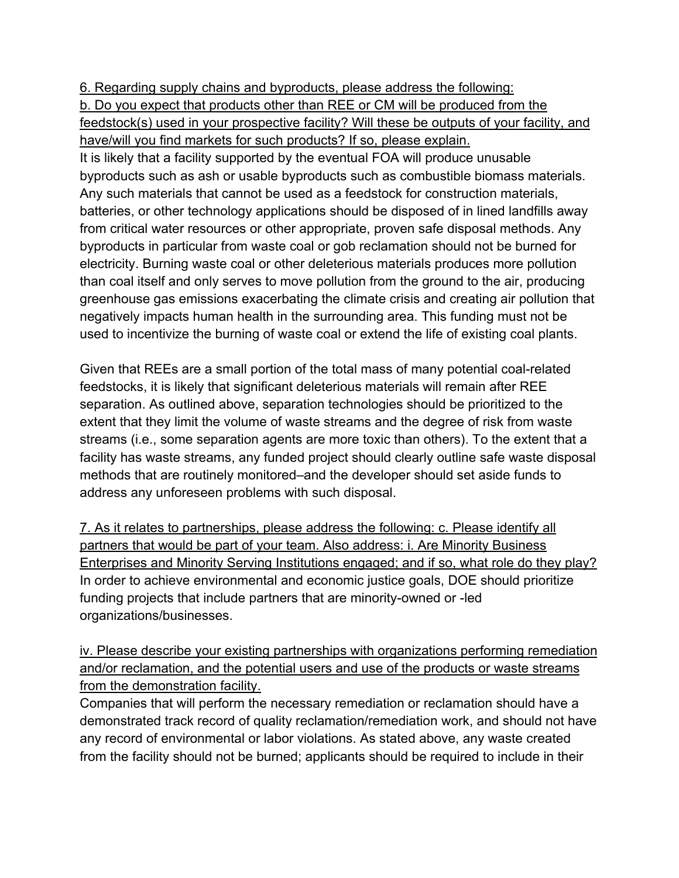<u>6. Regarding supply chains and byproducts, please address the following:</u>
<u>b. Do you expect that products other than REE or CM will be produced from the feedstock(s) used in your prospective facility? Will these be outputs of your facility, and have/will you find markets for such products? If so, please explain.</u>
It is likely that a facility supported by the eventual FOA will produce unusable byproducts such as ash or usable byproducts such as combustible biomass materials. Any such materials that cannot be used as a feedstock for construction materials, batteries, or other technology applications should be disposed of in lined landfills away from critical water resources or other appropriate, proven safe disposal methods. Any byproducts in particular from waste coal or gob reclamation should not be burned for electricity. Burning waste coal or other deleterious materials produces more pollution than coal itself and only serves to move pollution from the ground to the air, producing greenhouse gas emissions exacerbating the climate crisis and creating air pollution that negatively impacts human health in the surrounding area. This funding must not be used to incentivize the burning of waste coal or extend the life of existing coal plants.

Given that REEs are a small portion of the total mass of many potential coal-related feedstocks, it is likely that significant deleterious materials will remain after REE separation. As outlined above, separation technologies should be prioritized to the extent that they limit the volume of waste streams and the degree of risk from waste streams (i.e., some separation agents are more toxic than others). To the extent that a facility has waste streams, any funded project should clearly outline safe waste disposal methods that are routinely monitored–and the developer should set aside funds to address any unforeseen problems with such disposal.

<u>7. As it relates to partnerships, please address the following: c. Please identify all partners that would be part of your team. Also address: i. Are Minority Business Enterprises and Minority Serving Institutions engaged; and if so, what role do they play?</u>
In order to achieve environmental and economic justice goals, DOE should prioritize funding projects that include partners that are minority-owned or -led organizations/businesses.

<u>iv. Please describe your existing partnerships with organizations performing remediation and/or reclamation, and the potential users and use of the products or waste streams from the demonstration facility.</u>
Companies that will perform the necessary remediation or reclamation should have a demonstrated track record of quality reclamation/remediation work, and should not have any record of environmental or labor violations. As stated above, any waste created from the facility should not be burned; applicants should be required to include in their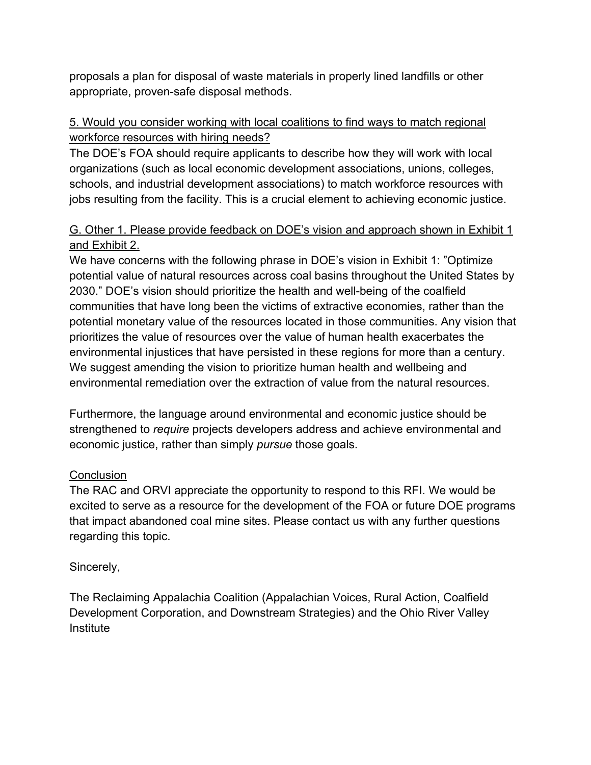proposals a plan for disposal of waste materials in properly lined landfills or other appropriate, proven-safe disposal methods.

<u>5. Would you consider working with local coalitions to find ways to match regional workforce resources with hiring needs?</u>

The DOE's FOA should require applicants to describe how they will work with local organizations (such as local economic development associations, unions, colleges, schools, and industrial development associations) to match workforce resources with jobs resulting from the facility. This is a crucial element to achieving economic justice.

<u>G. Other 1. Please provide feedback on DOE's vision and approach shown in Exhibit 1 and Exhibit 2.</u>

We have concerns with the following phrase in DOE's vision in Exhibit 1: "Optimize potential value of natural resources across coal basins throughout the United States by 2030." DOE's vision should prioritize the health and well-being of the coalfield communities that have long been the victims of extractive economies, rather than the potential monetary value of the resources located in those communities. Any vision that prioritizes the value of resources over the value of human health exacerbates the environmental injustices that have persisted in these regions for more than a century. We suggest amending the vision to prioritize human health and wellbeing and environmental remediation over the extraction of value from the natural resources.

Furthermore, the language around environmental and economic justice should be strengthened to *require* projects developers address and achieve environmental and economic justice, rather than simply *pursue* those goals.

<u>Conclusion</u>

The RAC and ORVI appreciate the opportunity to respond to this RFI. We would be excited to serve as a resource for the development of the FOA or future DOE programs that impact abandoned coal mine sites. Please contact us with any further questions regarding this topic.

Sincerely,

The Reclaiming Appalachia Coalition (Appalachian Voices, Rural Action, Coalfield Development Corporation, and Downstream Strategies) and the Ohio River Valley Institute